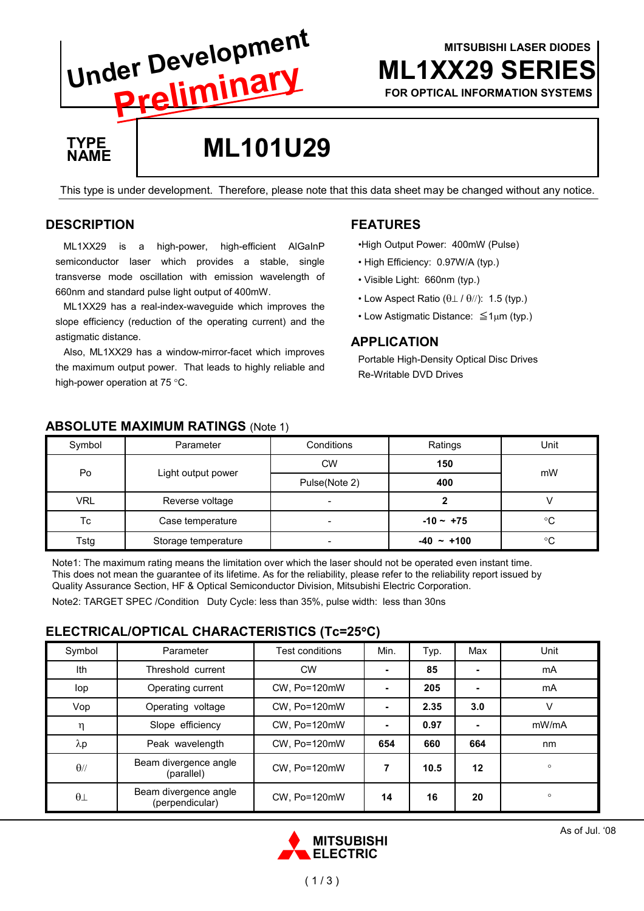Under Development

Preliminary

MITSUBISHI LASER DIODES

# ML1XX29 SERIES

FOR OPTICAL INFORMATION SYSTEMS

**TYPE NAME** | **ML101U29**

This type is under development. Therefore, please note that this data sheet may be changed without any notice.

## DESCRIPTION

ML1XX29 is a high-power, high-efficient AlGaInP semiconductor laser which provides a stable, single transverse mode oscillation with emission wavelength of 660nm and standard pulse light output of 400mW.

ML1XX29 has a real-index-waveguide which improves the slope efficiency (reduction of the operating current) and the astigmatic distance.

Also, ML1XX29 has a window-mirror-facet which improves the maximum output power. That leads to highly reliable and high-power operation at 75 °C.

## FEATURES

- High Output Power: 400mW (Pulse)
- High Efficiency: 0.97W/A (typ.)
- Visible Light: 660nm (typ.)
- Low Aspect Ratio ($\theta\perp$ / $\theta//$): 1.5 (typ.)
- Low Astigmatic Distance: ≦1μm (typ.)

## APPLICATION

Portable High-Density Optical Disc Drives
Re-Writable DVD Drives

## ABSOLUTE MAXIMUM RATINGS (Note 1)

| Symbol | Parameter | Conditions | Ratings | Unit |
|---|---|---|---|---|
| Po | Light output power | CW | **150** | mW |
| | | Pulse(Note 2) | **400** | |
| VRL | Reverse voltage | - | **2** | V |
| Tc | Case temperature | - | **-10 ~ +75** | °C |
| Tstg | Storage temperature | - | **-40 ~ +100** | °C |

Note1: The maximum rating means the limitation over which the laser should not be operated even instant time. This does not mean the guarantee of its lifetime. As for the reliability, please refer to the reliability report issued by Quality Assurance Section, HF & Optical Semiconductor Division, Mitsubishi Electric Corporation.

Note2: TARGET SPEC /Condition  Duty Cycle: less than 35%, pulse width: less than 30ns

## ELECTRICAL/OPTICAL CHARACTERISTICS (Tc=25°C)

| Symbol | Parameter | Test conditions | Min. | Typ. | Max | Unit |
|---|---|---|---|---|---|---|
| Ith | Threshold current | CW | - | **85** | - | mA |
| Iop | Operating current | CW, Po=120mW | - | **205** | - | mA |
| Vop | Operating voltage | CW, Po=120mW | - | **2.35** | **3.0** | V |
| $\eta$ | Slope efficiency | CW, Po=120mW | - | **0.97** | - | mW/mA |
| $\lambda p$ | Peak wavelength | CW, Po=120mW | **654** | **660** | **664** | nm |
| $\theta//$ | Beam divergence angle (parallel) | CW, Po=120mW | **7** | **10.5** | **12** | ° |
| $\theta\perp$ | Beam divergence angle (perpendicular) | CW, Po=120mW | **14** | **16** | **20** | ° |

As of Jul. '08

MITSUBISHI ELECTRIC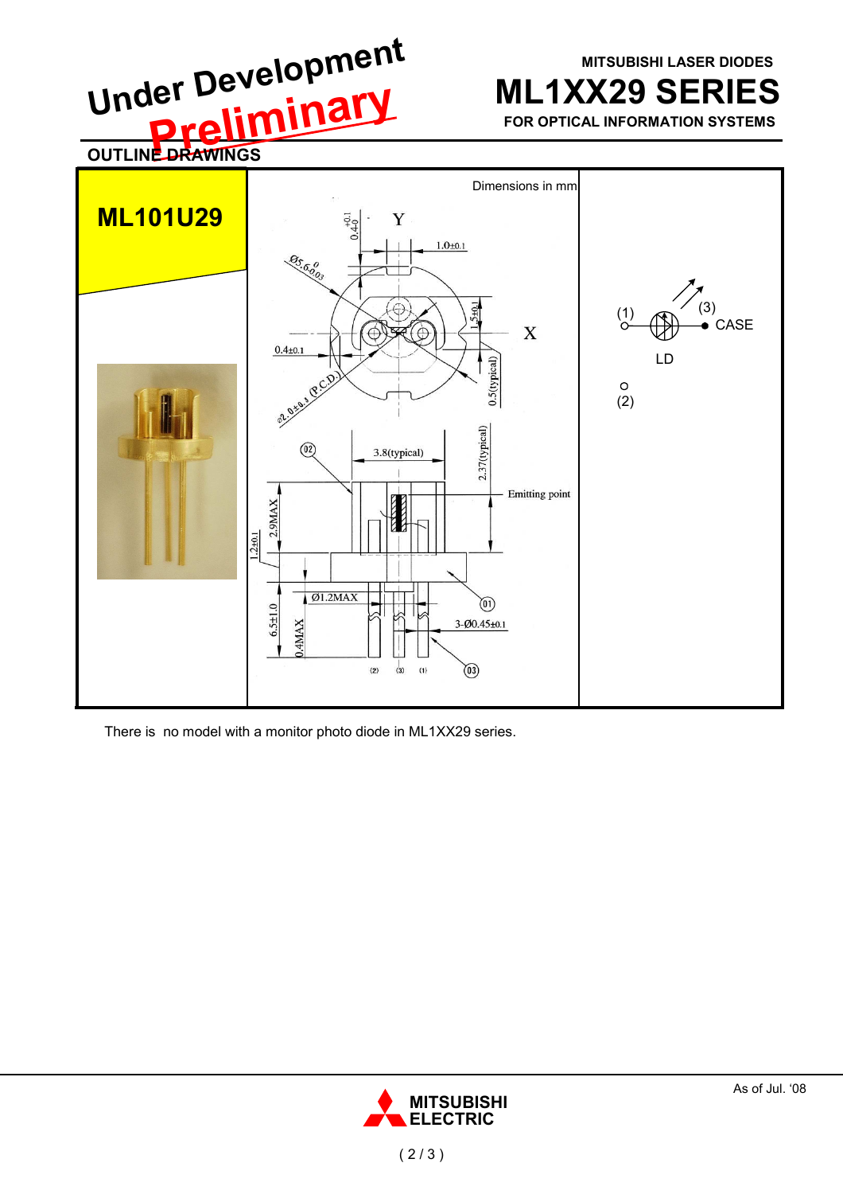Under Development

Preliminary

MITSUBISHI LASER DIODES

# ML1XX29 SERIES

FOR OPTICAL INFORMATION SYSTEMS

## OUTLINE DRAWINGS

**ML101U29**

Dimensions in mm

(1) (3) CASE

LD

(2)

There is no model with a monitor photo diode in ML1XX29 series.

As of Jul. '08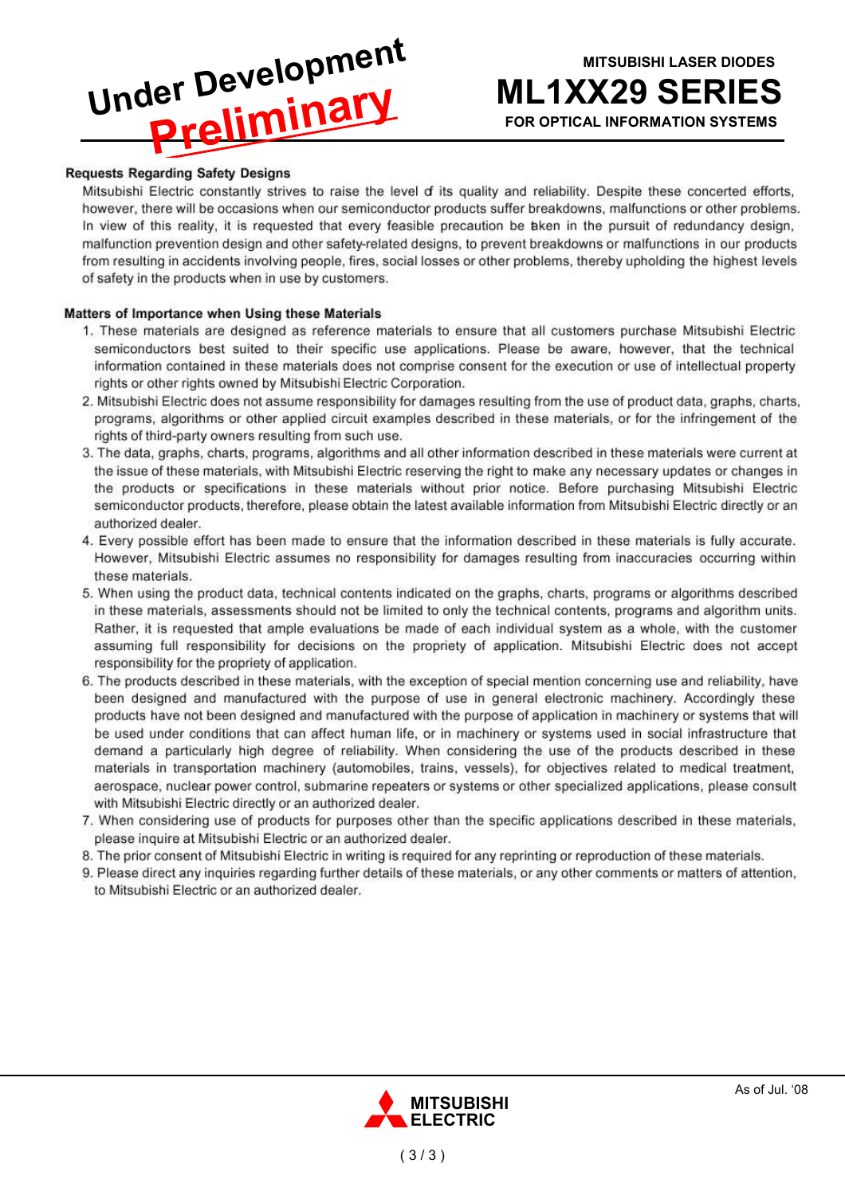## Requests Regarding Safety Designs

Mitsubishi Electric constantly strives to raise the level of its quality and reliability. Despite these concerted efforts, however, there will be occasions when our semiconductor products suffer breakdowns, malfunctions or other problems. In view of this reality, it is requested that every feasible precaution be taken in the pursuit of redundancy design, malfunction prevention design and other safety-related designs, to prevent breakdowns or malfunctions in our products from resulting in accidents involving people, fires, social losses or other problems, thereby upholding the highest levels of safety in the products when in use by customers.

## Matters of Importance when Using these Materials

1. These materials are designed as reference materials to ensure that all customers purchase Mitsubishi Electric semiconductors best suited to their specific use applications. Please be aware, however, that the technical information contained in these materials does not comprise consent for the execution or use of intellectual property rights or other rights owned by Mitsubishi Electric Corporation.
2. Mitsubishi Electric does not assume responsibility for damages resulting from the use of product data, graphs, charts, programs, algorithms or other applied circuit examples described in these materials, or for the infringement of the rights of third-party owners resulting from such use.
3. The data, graphs, charts, programs, algorithms and all other information described in these materials were current at the issue of these materials, with Mitsubishi Electric reserving the right to make any necessary updates or changes in the products or specifications in these materials without prior notice. Before purchasing Mitsubishi Electric semiconductor products, therefore, please obtain the latest available information from Mitsubishi Electric directly or an authorized dealer.
4. Every possible effort has been made to ensure that the information described in these materials is fully accurate. However, Mitsubishi Electric assumes no responsibility for damages resulting from inaccuracies occurring within these materials.
5. When using the product data, technical contents indicated on the graphs, charts, programs or algorithms described in these materials, assessments should not be limited to only the technical contents, programs and algorithm units. Rather, it is requested that ample evaluations be made of each individual system as a whole, with the customer assuming full responsibility for decisions on the propriety of application. Mitsubishi Electric does not accept responsibility for the propriety of application.
6. The products described in these materials, with the exception of special mention concerning use and reliability, have been designed and manufactured with the purpose of use in general electronic machinery. Accordingly these products have not been designed and manufactured with the purpose of application in machinery or systems that will be used under conditions that can affect human life, or in machinery or systems used in social infrastructure that demand a particularly high degree of reliability. When considering the use of the products described in these materials in transportation machinery (automobiles, trains, vessels), for objectives related to medical treatment, aerospace, nuclear power control, submarine repeaters or systems or other specialized applications, please consult with Mitsubishi Electric directly or an authorized dealer.
7. When considering use of products for purposes other than the specific applications described in these materials, please inquire at Mitsubishi Electric or an authorized dealer.
8. The prior consent of Mitsubishi Electric in writing is required for any reprinting or reproduction of these materials.
9. Please direct any inquiries regarding further details of these materials, or any other comments or matters of attention, to Mitsubishi Electric or an authorized dealer.

As of Jul. '08